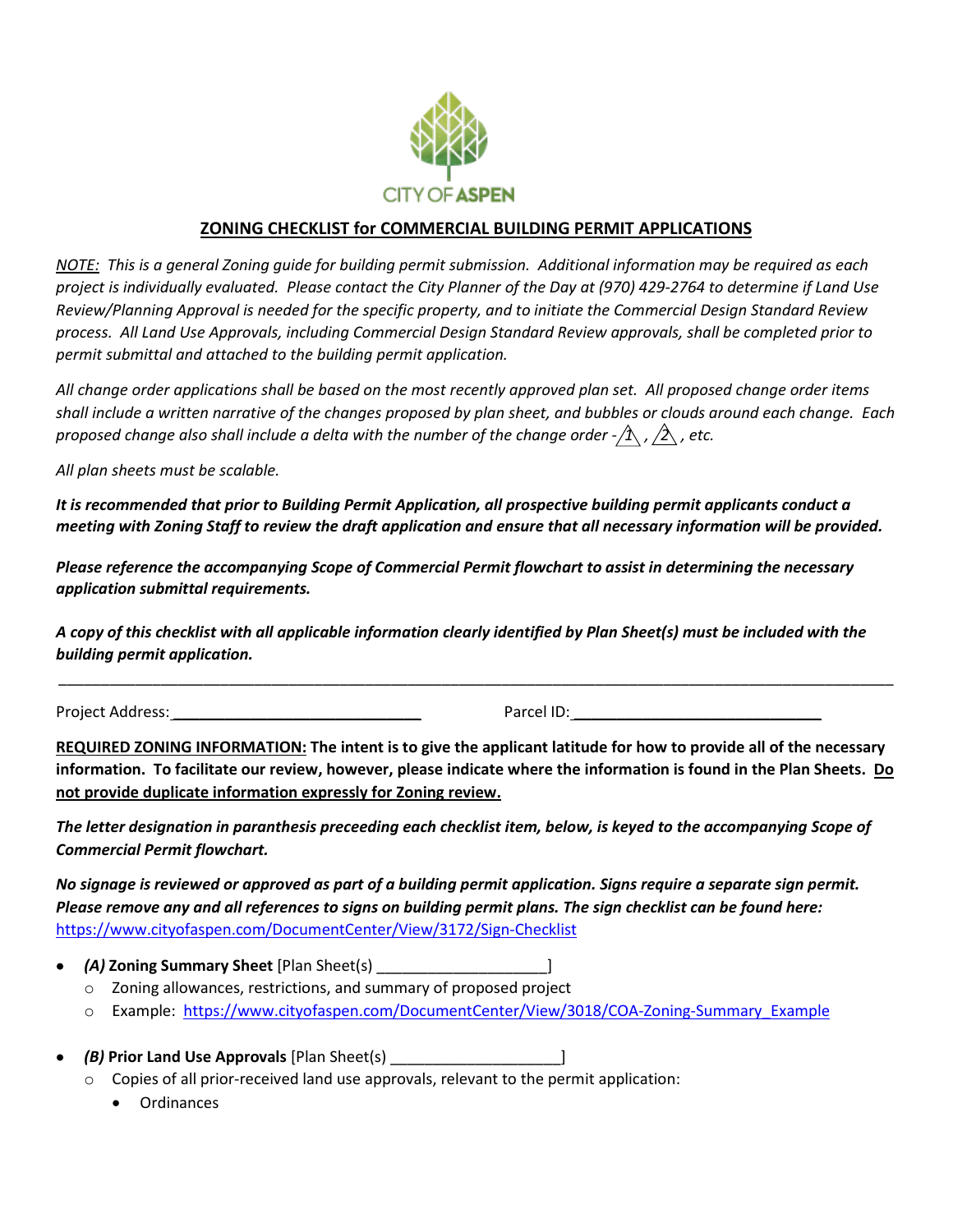CITY OF ASPEN

## ZONING CHECKLIST for COMMERCIAL BUILDING PERMIT APPLICATIONS

*NOTE: This is a general Zoning guide for building permit submission. Additional information may be required as each project is individually evaluated. Please contact the City Planner of the Day at (970) 429-2764 to determine if Land Use Review/Planning Approval is needed for the specific property, and to initiate the Commercial Design Standard Review process. All Land Use Approvals, including Commercial Design Standard Review approvals, shall be completed prior to permit submittal and attached to the building permit application.*

*All change order applications shall be based on the most recently approved plan set. All proposed change order items shall include a written narrative of the changes proposed by plan sheet, and bubbles or clouds around each change. Each proposed change also shall include a delta with the number of the change order - △1, △2, etc.*

*All plan sheets must be scalable.*

***It is recommended that prior to Building Permit Application, all prospective building permit applicants conduct a meeting with Zoning Staff to review the draft application and ensure that all necessary information will be provided.***

***Please reference the accompanying Scope of Commercial Permit flowchart to assist in determining the necessary application submittal requirements.***

***A copy of this checklist with all applicable information clearly identified by Plan Sheet(s) must be included with the building permit application.***

---

Project Address: ______________________________ Parcel ID: ______________________________

**REQUIRED ZONING INFORMATION: The intent is to give the applicant latitude for how to provide all of the necessary information. To facilitate our review, however, please indicate where the information is found in the Plan Sheets. Do not provide duplicate information expressly for Zoning review.**

***The letter designation in paranthesis preceeding each checklist item, below, is keyed to the accompanying Scope of Commercial Permit flowchart.***

***No signage is reviewed or approved as part of a building permit application. Signs require a separate sign permit. Please remove any and all references to signs on building permit plans. The sign checklist can be found here:*** https://www.cityofaspen.com/DocumentCenter/View/3172/Sign-Checklist

- ***(A)* Zoning Summary Sheet** [Plan Sheet(s) ____________________]
  - Zoning allowances, restrictions, and summary of proposed project
  - Example: https://www.cityofaspen.com/DocumentCenter/View/3018/COA-Zoning-Summary_Example
- ***(B)* Prior Land Use Approvals** [Plan Sheet(s) ____________________]
  - Copies of all prior-received land use approvals, relevant to the permit application:
    - Ordinances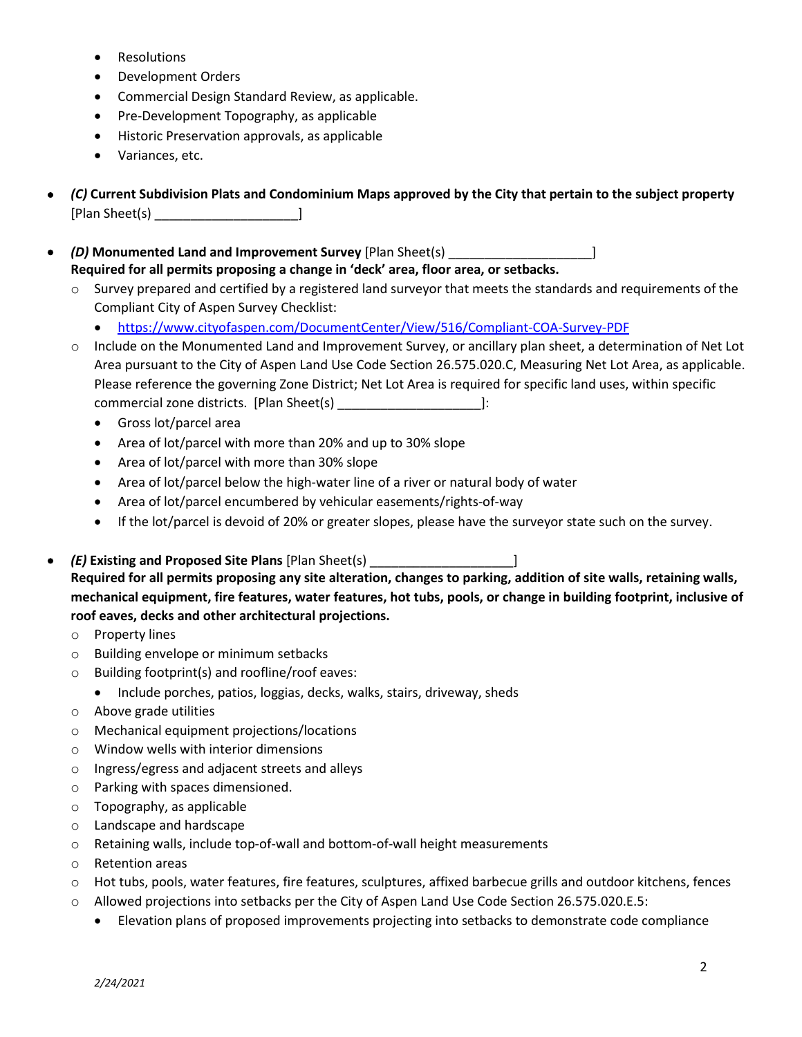- Resolutions
- Development Orders
- Commercial Design Standard Review, as applicable.
- Pre-Development Topography, as applicable
- Historic Preservation approvals, as applicable
- Variances, etc.

- ***(C)* Current Subdivision Plats and Condominium Maps approved by the City that pertain to the subject property** [Plan Sheet(s) ____________________]

- ***(D)* Monumented Land and Improvement Survey** [Plan Sheet(s) ____________________]
  **Required for all permits proposing a change in 'deck' area, floor area, or setbacks.**
  - Survey prepared and certified by a registered land surveyor that meets the standards and requirements of the Compliant City of Aspen Survey Checklist:
    - https://www.cityofaspen.com/DocumentCenter/View/516/Compliant-COA-Survey-PDF
  - Include on the Monumented Land and Improvement Survey, or ancillary plan sheet, a determination of Net Lot Area pursuant to the City of Aspen Land Use Code Section 26.575.020.C, Measuring Net Lot Area, as applicable. Please reference the governing Zone District; Net Lot Area is required for specific land uses, within specific commercial zone districts. [Plan Sheet(s) ____________________]:
    - Gross lot/parcel area
    - Area of lot/parcel with more than 20% and up to 30% slope
    - Area of lot/parcel with more than 30% slope
    - Area of lot/parcel below the high-water line of a river or natural body of water
    - Area of lot/parcel encumbered by vehicular easements/rights-of-way
    - If the lot/parcel is devoid of 20% or greater slopes, please have the surveyor state such on the survey.

- ***(E)* Existing and Proposed Site Plans** [Plan Sheet(s) ____________________]
  **Required for all permits proposing any site alteration, changes to parking, addition of site walls, retaining walls, mechanical equipment, fire features, water features, hot tubs, pools, or change in building footprint, inclusive of roof eaves, decks and other architectural projections.**
  - Property lines
  - Building envelope or minimum setbacks
  - Building footprint(s) and roofline/roof eaves:
    - Include porches, patios, loggias, decks, walks, stairs, driveway, sheds
  - Above grade utilities
  - Mechanical equipment projections/locations
  - Window wells with interior dimensions
  - Ingress/egress and adjacent streets and alleys
  - Parking with spaces dimensioned.
  - Topography, as applicable
  - Landscape and hardscape
  - Retaining walls, include top-of-wall and bottom-of-wall height measurements
  - Retention areas
  - Hot tubs, pools, water features, fire features, sculptures, affixed barbecue grills and outdoor kitchens, fences
  - Allowed projections into setbacks per the City of Aspen Land Use Code Section 26.575.020.E.5:
    - Elevation plans of proposed improvements projecting into setbacks to demonstrate code compliance

*2/24/2021*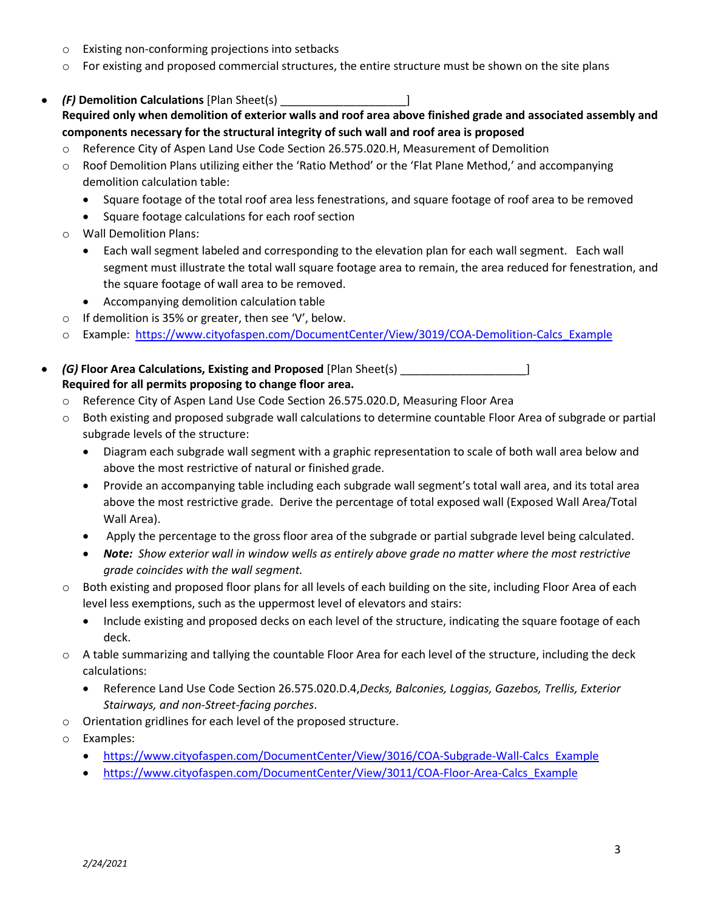- Existing non-conforming projections into setbacks
- For existing and proposed commercial structures, the entire structure must be shown on the site plans

- ***(F)* Demolition Calculations** [Plan Sheet(s) ____________________]
  **Required only when demolition of exterior walls and roof area above finished grade and associated assembly and components necessary for the structural integrity of such wall and roof area is proposed**
  - Reference City of Aspen Land Use Code Section 26.575.020.H, Measurement of Demolition
  - Roof Demolition Plans utilizing either the 'Ratio Method' or the 'Flat Plane Method,' and accompanying demolition calculation table:
    - Square footage of the total roof area less fenestrations, and square footage of roof area to be removed
    - Square footage calculations for each roof section
  - Wall Demolition Plans:
    - Each wall segment labeled and corresponding to the elevation plan for each wall segment. Each wall segment must illustrate the total wall square footage area to remain, the area reduced for fenestration, and the square footage of wall area to be removed.
    - Accompanying demolition calculation table
  - If demolition is 35% or greater, then see 'V', below.
  - Example: https://www.cityofaspen.com/DocumentCenter/View/3019/COA-Demolition-Calcs_Example

- ***(G)* Floor Area Calculations, Existing and Proposed** [Plan Sheet(s) ____________________]
  **Required for all permits proposing to change floor area.**
  - Reference City of Aspen Land Use Code Section 26.575.020.D, Measuring Floor Area
  - Both existing and proposed subgrade wall calculations to determine countable Floor Area of subgrade or partial subgrade levels of the structure:
    - Diagram each subgrade wall segment with a graphic representation to scale of both wall area below and above the most restrictive of natural or finished grade.
    - Provide an accompanying table including each subgrade wall segment's total wall area, and its total area above the most restrictive grade. Derive the percentage of total exposed wall (Exposed Wall Area/Total Wall Area).
    - Apply the percentage to the gross floor area of the subgrade or partial subgrade level being calculated.
    - ***Note:*** *Show exterior wall in window wells as entirely above grade no matter where the most restrictive grade coincides with the wall segment.*
  - Both existing and proposed floor plans for all levels of each building on the site, including Floor Area of each level less exemptions, such as the uppermost level of elevators and stairs:
    - Include existing and proposed decks on each level of the structure, indicating the square footage of each deck.
  - A table summarizing and tallying the countable Floor Area for each level of the structure, including the deck calculations:
    - Reference Land Use Code Section 26.575.020.D.4,*Decks, Balconies, Loggias, Gazebos, Trellis, Exterior Stairways, and non-Street-facing porches*.
  - Orientation gridlines for each level of the proposed structure.
  - Examples:
    - https://www.cityofaspen.com/DocumentCenter/View/3016/COA-Subgrade-Wall-Calcs_Example
    - https://www.cityofaspen.com/DocumentCenter/View/3011/COA-Floor-Area-Calcs_Example

*2/24/2021*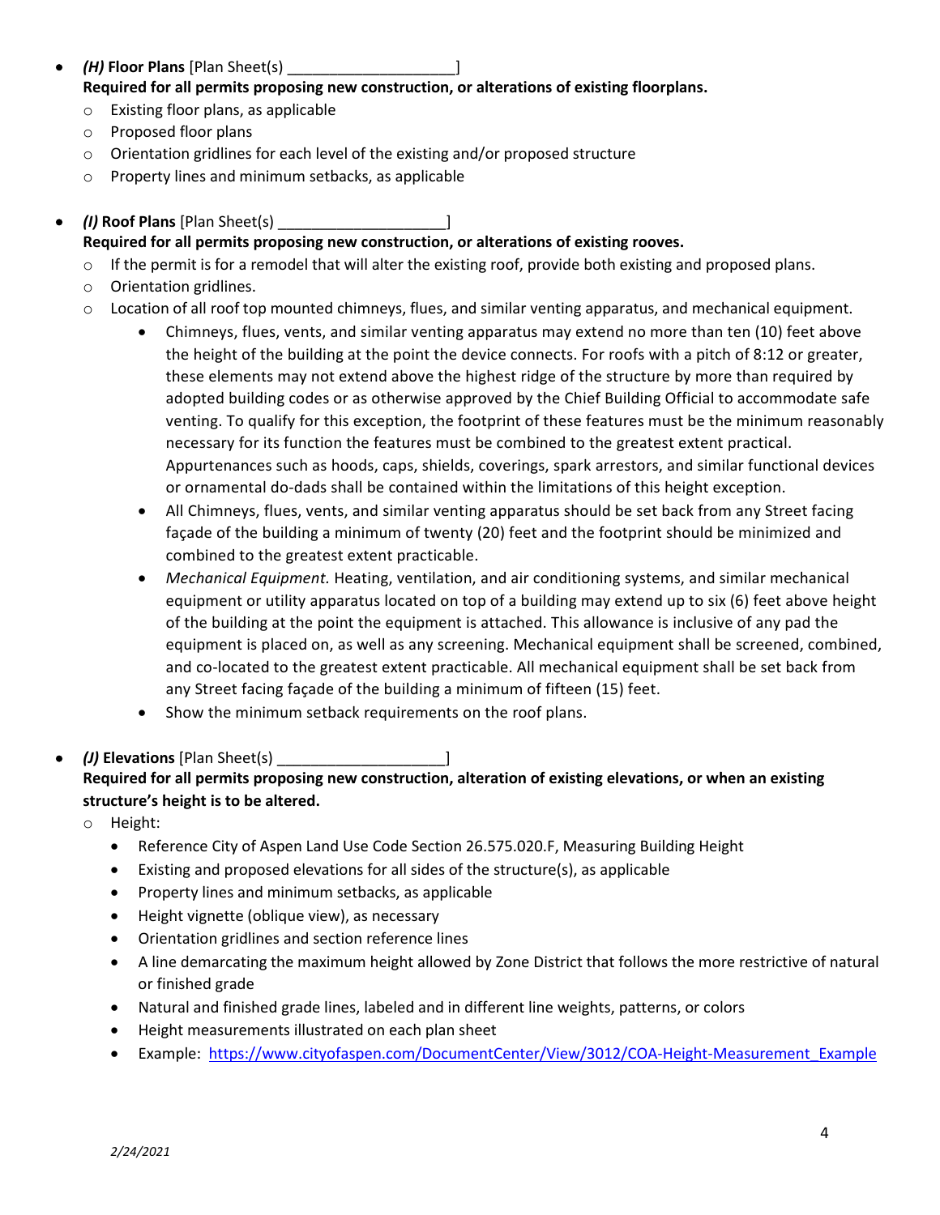- ***(H)* Floor Plans** [Plan Sheet(s) ____________________]
  **Required for all permits proposing new construction, or alterations of existing floorplans.**
  - Existing floor plans, as applicable
  - Proposed floor plans
  - Orientation gridlines for each level of the existing and/or proposed structure
  - Property lines and minimum setbacks, as applicable

- ***(I)* Roof Plans** [Plan Sheet(s) ____________________]
  **Required for all permits proposing new construction, or alterations of existing rooves.**
  - If the permit is for a remodel that will alter the existing roof, provide both existing and proposed plans.
  - Orientation gridlines.
  - Location of all roof top mounted chimneys, flues, and similar venting apparatus, and mechanical equipment.
    - Chimneys, flues, vents, and similar venting apparatus may extend no more than ten (10) feet above the height of the building at the point the device connects. For roofs with a pitch of 8:12 or greater, these elements may not extend above the highest ridge of the structure by more than required by adopted building codes or as otherwise approved by the Chief Building Official to accommodate safe venting. To qualify for this exception, the footprint of these features must be the minimum reasonably necessary for its function the features must be combined to the greatest extent practical. Appurtenances such as hoods, caps, shields, coverings, spark arrestors, and similar functional devices or ornamental do-dads shall be contained within the limitations of this height exception.
    - All Chimneys, flues, vents, and similar venting apparatus should be set back from any Street facing façade of the building a minimum of twenty (20) feet and the footprint should be minimized and combined to the greatest extent practicable.
    - *Mechanical Equipment.* Heating, ventilation, and air conditioning systems, and similar mechanical equipment or utility apparatus located on top of a building may extend up to six (6) feet above height of the building at the point the equipment is attached. This allowance is inclusive of any pad the equipment is placed on, as well as any screening. Mechanical equipment shall be screened, combined, and co-located to the greatest extent practicable. All mechanical equipment shall be set back from any Street facing façade of the building a minimum of fifteen (15) feet.
    - Show the minimum setback requirements on the roof plans.

- ***(J)* Elevations** [Plan Sheet(s) ____________________]
  **Required for all permits proposing new construction, alteration of existing elevations, or when an existing structure's height is to be altered.**
  - Height:
    - Reference City of Aspen Land Use Code Section 26.575.020.F, Measuring Building Height
    - Existing and proposed elevations for all sides of the structure(s), as applicable
    - Property lines and minimum setbacks, as applicable
    - Height vignette (oblique view), as necessary
    - Orientation gridlines and section reference lines
    - A line demarcating the maximum height allowed by Zone District that follows the more restrictive of natural or finished grade
    - Natural and finished grade lines, labeled and in different line weights, patterns, or colors
    - Height measurements illustrated on each plan sheet
    - Example: https://www.cityofaspen.com/DocumentCenter/View/3012/COA-Height-Measurement_Example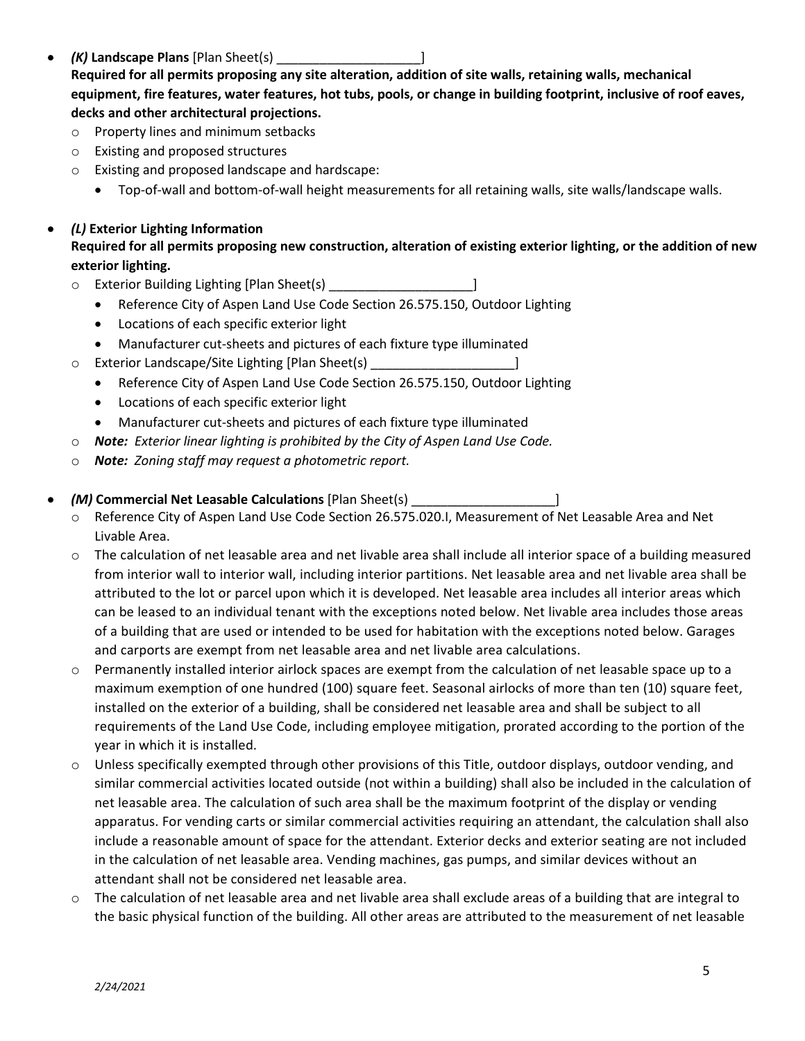- ***(K)* Landscape Plans** [Plan Sheet(s) ____________________]
  **Required for all permits proposing any site alteration, addition of site walls, retaining walls, mechanical equipment, fire features, water features, hot tubs, pools, or change in building footprint, inclusive of roof eaves, decks and other architectural projections.**
  - Property lines and minimum setbacks
  - Existing and proposed structures
  - Existing and proposed landscape and hardscape:
    - Top-of-wall and bottom-of-wall height measurements for all retaining walls, site walls/landscape walls.

- ***(L)* Exterior Lighting Information**
  **Required for all permits proposing new construction, alteration of existing exterior lighting, or the addition of new exterior lighting.**
  - Exterior Building Lighting [Plan Sheet(s) ____________________]
    - Reference City of Aspen Land Use Code Section 26.575.150, Outdoor Lighting
    - Locations of each specific exterior light
    - Manufacturer cut-sheets and pictures of each fixture type illuminated
  - Exterior Landscape/Site Lighting [Plan Sheet(s) ____________________]
    - Reference City of Aspen Land Use Code Section 26.575.150, Outdoor Lighting
    - Locations of each specific exterior light
    - Manufacturer cut-sheets and pictures of each fixture type illuminated
  - ***Note:*** *Exterior linear lighting is prohibited by the City of Aspen Land Use Code.*
  - ***Note:*** *Zoning staff may request a photometric report.*

- ***(M)* Commercial Net Leasable Calculations** [Plan Sheet(s) ____________________]
  - Reference City of Aspen Land Use Code Section 26.575.020.I, Measurement of Net Leasable Area and Net Livable Area.
  - The calculation of net leasable area and net livable area shall include all interior space of a building measured from interior wall to interior wall, including interior partitions. Net leasable area and net livable area shall be attributed to the lot or parcel upon which it is developed. Net leasable area includes all interior areas which can be leased to an individual tenant with the exceptions noted below. Net livable area includes those areas of a building that are used or intended to be used for habitation with the exceptions noted below. Garages and carports are exempt from net leasable area and net livable area calculations.
  - Permanently installed interior airlock spaces are exempt from the calculation of net leasable space up to a maximum exemption of one hundred (100) square feet. Seasonal airlocks of more than ten (10) square feet, installed on the exterior of a building, shall be considered net leasable area and shall be subject to all requirements of the Land Use Code, including employee mitigation, prorated according to the portion of the year in which it is installed.
  - Unless specifically exempted through other provisions of this Title, outdoor displays, outdoor vending, and similar commercial activities located outside (not within a building) shall also be included in the calculation of net leasable area. The calculation of such area shall be the maximum footprint of the display or vending apparatus. For vending carts or similar commercial activities requiring an attendant, the calculation shall also include a reasonable amount of space for the attendant. Exterior decks and exterior seating are not included in the calculation of net leasable area. Vending machines, gas pumps, and similar devices without an attendant shall not be considered net leasable area.
  - The calculation of net leasable area and net livable area shall exclude areas of a building that are integral to the basic physical function of the building. All other areas are attributed to the measurement of net leasable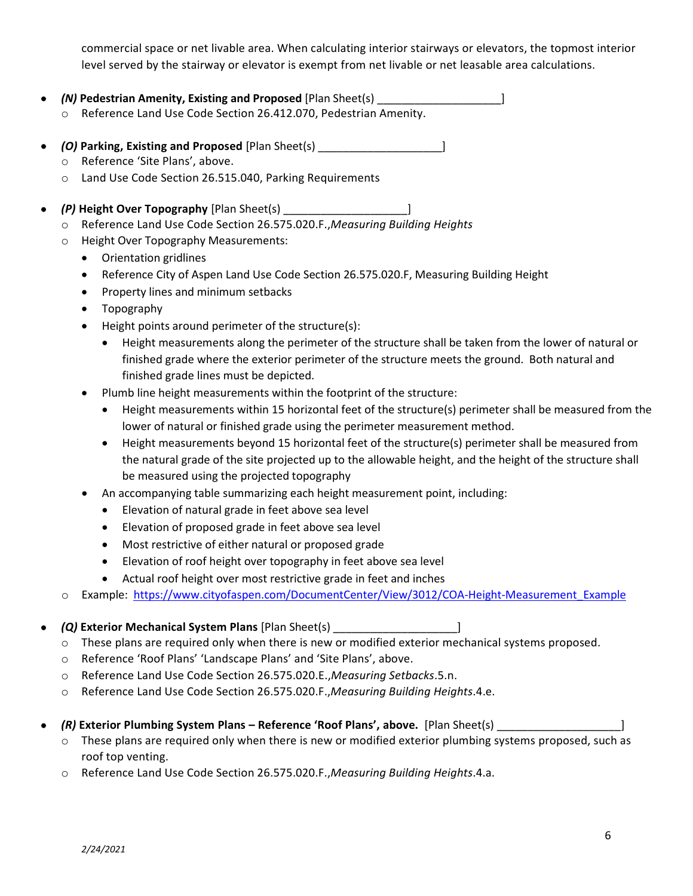commercial space or net livable area. When calculating interior stairways or elevators, the topmost interior level served by the stairway or elevator is exempt from net livable or net leasable area calculations.

- ***(N)* Pedestrian Amenity, Existing and Proposed** [Plan Sheet(s) ____________________]
  - Reference Land Use Code Section 26.412.070, Pedestrian Amenity.

- ***(O)* Parking, Existing and Proposed** [Plan Sheet(s) ____________________]
  - Reference 'Site Plans', above.
  - Land Use Code Section 26.515.040, Parking Requirements

- ***(P)* Height Over Topography** [Plan Sheet(s) ____________________]
  - Reference Land Use Code Section 26.575.020.F.,*Measuring Building Heights*
  - Height Over Topography Measurements:
    - Orientation gridlines
    - Reference City of Aspen Land Use Code Section 26.575.020.F, Measuring Building Height
    - Property lines and minimum setbacks
    - Topography
    - Height points around perimeter of the structure(s):
      - Height measurements along the perimeter of the structure shall be taken from the lower of natural or finished grade where the exterior perimeter of the structure meets the ground. Both natural and finished grade lines must be depicted.
    - Plumb line height measurements within the footprint of the structure:
      - Height measurements within 15 horizontal feet of the structure(s) perimeter shall be measured from the lower of natural or finished grade using the perimeter measurement method.
      - Height measurements beyond 15 horizontal feet of the structure(s) perimeter shall be measured from the natural grade of the site projected up to the allowable height, and the height of the structure shall be measured using the projected topography
    - An accompanying table summarizing each height measurement point, including:
      - Elevation of natural grade in feet above sea level
      - Elevation of proposed grade in feet above sea level
      - Most restrictive of either natural or proposed grade
      - Elevation of roof height over topography in feet above sea level
      - Actual roof height over most restrictive grade in feet and inches
  - Example: [https://www.cityofaspen.com/DocumentCenter/View/3012/COA-Height-Measurement_Example](https://www.cityofaspen.com/DocumentCenter/View/3012/COA-Height-Measurement_Example)

- ***(Q)* Exterior Mechanical System Plans** [Plan Sheet(s) ____________________]
  - These plans are required only when there is new or modified exterior mechanical systems proposed.
  - Reference 'Roof Plans' 'Landscape Plans' and 'Site Plans', above.
  - Reference Land Use Code Section 26.575.020.E.,*Measuring Setbacks*.5.n.
  - Reference Land Use Code Section 26.575.020.F.,*Measuring Building Heights*.4.e.

- ***(R)* Exterior Plumbing System Plans – Reference 'Roof Plans', above.** [Plan Sheet(s) ____________________]
  - These plans are required only when there is new or modified exterior plumbing systems proposed, such as roof top venting.
  - Reference Land Use Code Section 26.575.020.F.,*Measuring Building Heights*.4.a.

*2/24/2021*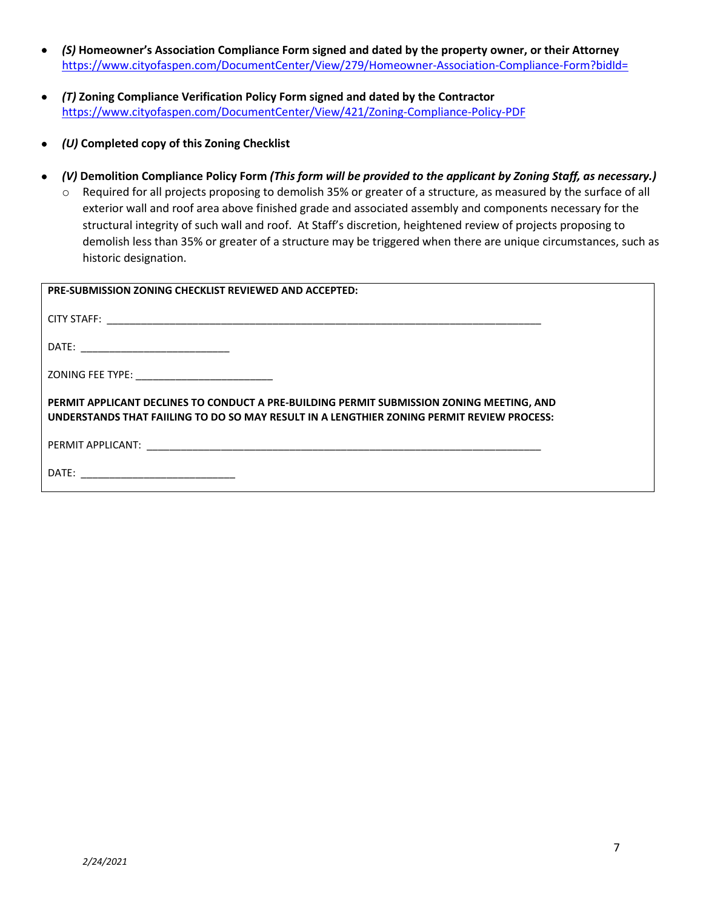- ***(S)* Homeowner's Association Compliance Form signed and dated by the property owner, or their Attorney** https://www.cityofaspen.com/DocumentCenter/View/279/Homeowner-Association-Compliance-Form?bidId=

- ***(T)* Zoning Compliance Verification Policy Form signed and dated by the Contractor** https://www.cityofaspen.com/DocumentCenter/View/421/Zoning-Compliance-Policy-PDF

- ***(U)* Completed copy of this Zoning Checklist**

- ***(V)* Demolition Compliance Policy Form *(This form will be provided to the applicant by Zoning Staff, as necessary.)***
  - Required for all projects proposing to demolish 35% or greater of a structure, as measured by the surface of all exterior wall and roof area above finished grade and associated assembly and components necessary for the structural integrity of such wall and roof. At Staff's discretion, heightened review of projects proposing to demolish less than 35% or greater of a structure may be triggered when there are unique circumstances, such as historic designation.

---

**PRE-SUBMISSION ZONING CHECKLIST REVIEWED AND ACCEPTED:**

CITY STAFF: ______________________________________________________________________________

DATE: ___________________________

ZONING FEE TYPE: _________________________

**PERMIT APPLICANT DECLINES TO CONDUCT A PRE-BUILDING PERMIT SUBMISSION ZONING MEETING, AND UNDERSTANDS THAT FAIILING TO DO SO MAY RESULT IN A LENGTHIER ZONING PERMIT REVIEW PROCESS:**

PERMIT APPLICANT: _______________________________________________________________________

DATE: ____________________________

---

*2/24/2021*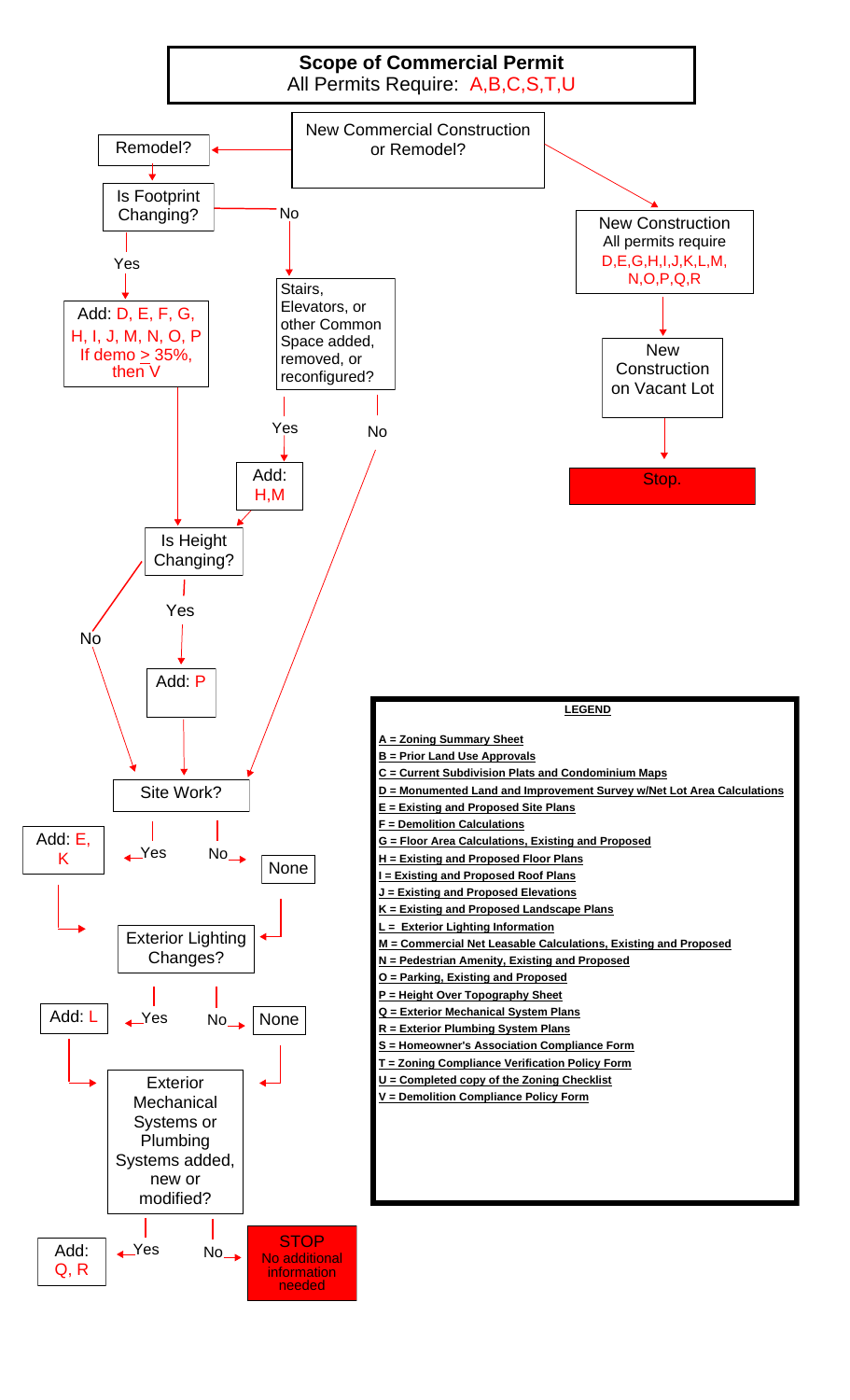# Scope of Commercial Permit

All Permits Require: A,B,C,S,T,U

New Commercial Construction or Remodel?

Remodel?

Is Footprint Changing?

Yes

Add: D, E, F, G, H, I, J, M, N, O, P If demo ≥ 35%, then V

No

Stairs, Elevators, or other Common Space added, removed, or reconfigured?

Yes

Add: H,M

No

New Construction All permits require D,E,G,H,I,J,K,L,M, N,O,P,Q,R

New Construction on Vacant Lot

Stop.

Is Height Changing?

No

Yes

Add: P

Site Work?

Add: E, K

Yes

No

None

Exterior Lighting Changes?

Add: L

Yes

No

None

Exterior Mechanical Systems or Plumbing Systems added, new or modified?

Add: Q, R

Yes

No

STOP No additional information needed

**LEGEND**

- A = Zoning Summary Sheet
- B = Prior Land Use Approvals
- C = Current Subdivision Plats and Condominium Maps
- D = Monumented Land and Improvement Survey w/Net Lot Area Calculations
- E = Existing and Proposed Site Plans
- F = Demolition Calculations
- G = Floor Area Calculations, Existing and Proposed
- H = Existing and Proposed Floor Plans
- I = Existing and Proposed Roof Plans
- J = Existing and Proposed Elevations
- K = Existing and Proposed Landscape Plans
- L = Exterior Lighting Information
- M = Commercial Net Leasable Calculations, Existing and Proposed
- N = Pedestrian Amenity, Existing and Proposed
- O = Parking, Existing and Proposed
- P = Height Over Topography Sheet
- Q = Exterior Mechanical System Plans
- R = Exterior Plumbing System Plans
- S = Homeowner's Association Compliance Form
- T = Zoning Compliance Verification Policy Form
- U = Completed copy of the Zoning Checklist
- V = Demolition Compliance Policy Form